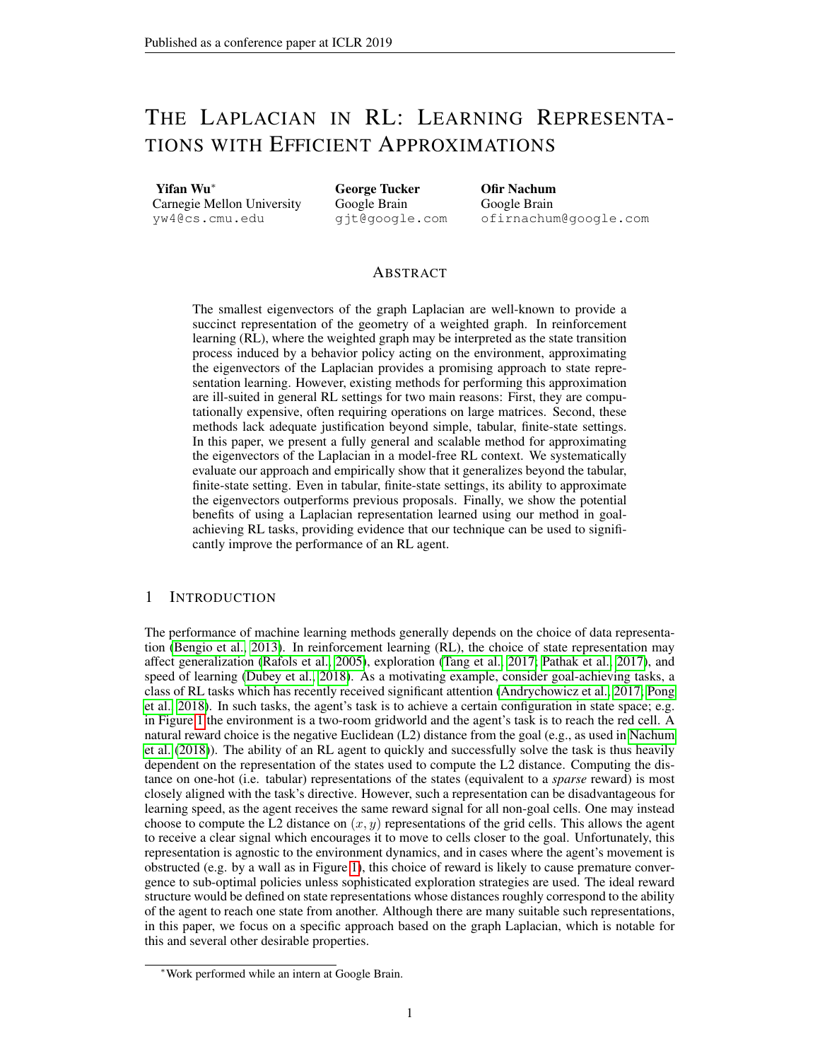# The Laplacian in RL: Learning Representations with Efficient Approximations

**Yifan Wu**[*]
Carnegie Mellon University
yw4@cs.cmu.edu

**George Tucker**
Google Brain
gjt@google.com

**Ofir Nachum**
Google Brain
ofirnachum@google.com

## Abstract

The smallest eigenvectors of the graph Laplacian are well-known to provide a succinct representation of the geometry of a weighted graph. In reinforcement learning (RL), where the weighted graph may be interpreted as the state transition process induced by a behavior policy acting on the environment, approximating the eigenvectors of the Laplacian provides a promising approach to state representation learning. However, existing methods for performing this approximation are ill-suited in general RL settings for two main reasons: First, they are computationally expensive, often requiring operations on large matrices. Second, these methods lack adequate justification beyond simple, tabular, finite-state settings. In this paper, we present a fully general and scalable method for approximating the eigenvectors of the Laplacian in a model-free RL context. We systematically evaluate our approach and empirically show that it generalizes beyond the tabular, finite-state setting. Even in tabular, finite-state settings, its ability to approximate the eigenvectors outperforms previous proposals. Finally, we show the potential benefits of using a Laplacian representation learned using our method in goal-achieving RL tasks, providing evidence that our technique can be used to significantly improve the performance of an RL agent.

## 1 Introduction

The performance of machine learning methods generally depends on the choice of data representation (Bengio et al., 2013). In reinforcement learning (RL), the choice of state representation may affect generalization (Rafols et al., 2005), exploration (Tang et al., 2017; Pathak et al., 2017), and speed of learning (Dubey et al., 2018). As a motivating example, consider goal-achieving tasks, a class of RL tasks which has recently received significant attention (Andrychowicz et al., 2017; Pong et al., 2018). In such tasks, the agent's task is to achieve a certain configuration in state space; e.g. in Figure 1 the environment is a two-room gridworld and the agent's task is to reach the red cell. A natural reward choice is the negative Euclidean (L2) distance from the goal (e.g., as used in Nachum et al. (2018)). The ability of an RL agent to quickly and successfully solve the task is thus heavily dependent on the representation of the states used to compute the L2 distance. Computing the distance on one-hot (i.e. tabular) representations of the states (equivalent to a *sparse* reward) is most closely aligned with the task's directive. However, such a representation can be disadvantageous for learning speed, as the agent receives the same reward signal for all non-goal cells. One may instead choose to compute the L2 distance on $(x, y)$ representations of the grid cells. This allows the agent to receive a clear signal which encourages it to move to cells closer to the goal. Unfortunately, this representation is agnostic to the environment dynamics, and in cases where the agent's movement is obstructed (e.g. by a wall as in Figure 1), this choice of reward is likely to cause premature convergence to sub-optimal policies unless sophisticated exploration strategies are used. The ideal reward structure would be defined on state representations whose distances roughly correspond to the ability of the agent to reach one state from another. Although there are many suitable such representations, in this paper, we focus on a specific approach based on the graph Laplacian, which is notable for this and several other desirable properties.

[*] Work performed while an intern at Google Brain.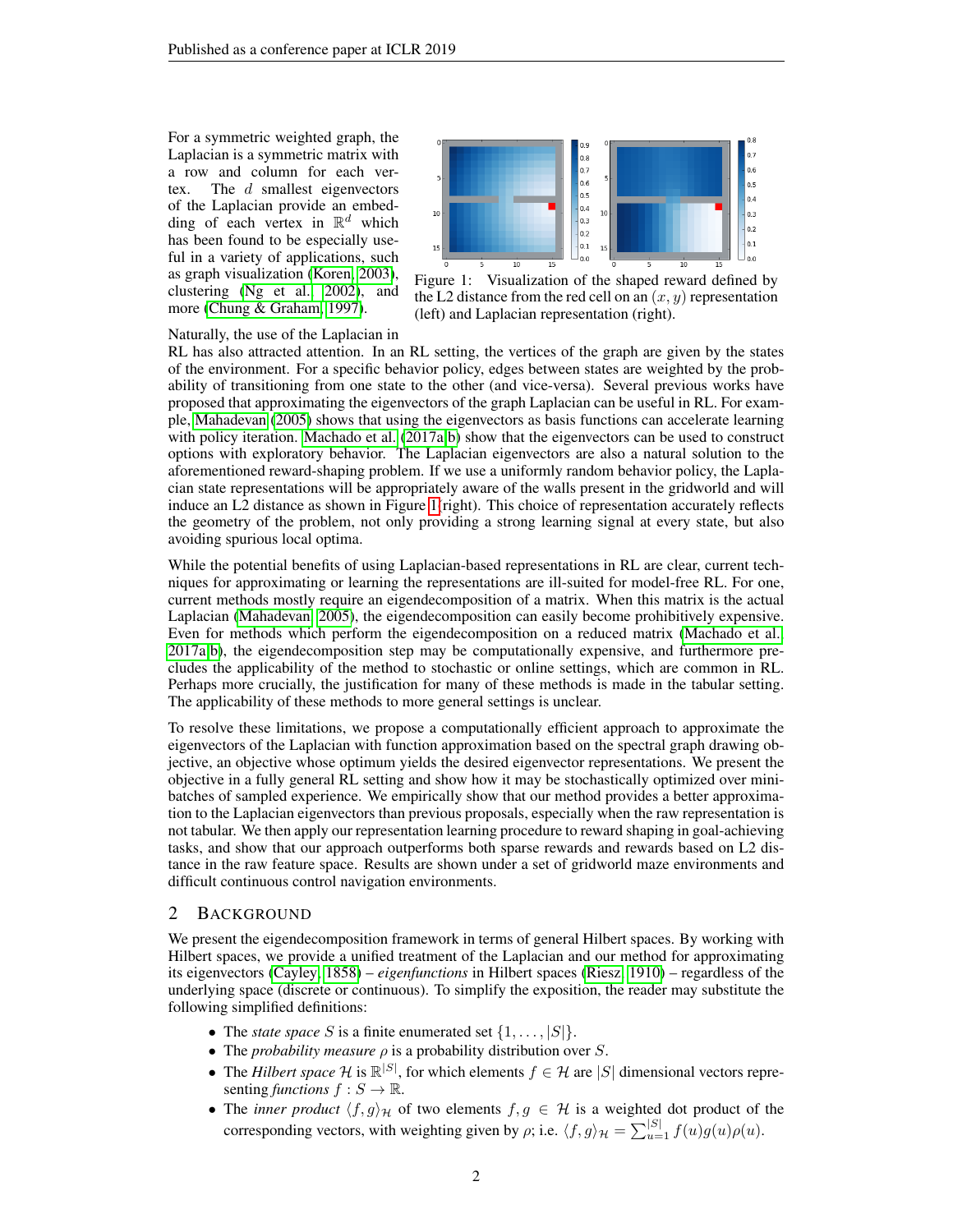For a symmetric weighted graph, the Laplacian is a symmetric matrix with a row and column for each vertex. The $d$ smallest eigenvectors of the Laplacian provide an embedding of each vertex in $\mathbb{R}^d$ which has been found to be especially useful in a variety of applications, such as graph visualization (Koren, 2003), clustering (Ng et al., 2002), and more (Chung & Graham, 1997).

Figure 1: Visualization of the shaped reward defined by the L2 distance from the red cell on an $(x, y)$ representation (left) and Laplacian representation (right).

Naturally, the use of the Laplacian in RL has also attracted attention. In an RL setting, the vertices of the graph are given by the states of the environment. For a specific behavior policy, edges between states are weighted by the probability of transitioning from one state to the other (and vice-versa). Several previous works have proposed that approximating the eigenvectors of the graph Laplacian can be useful in RL. For example, Mahadevan (2005) shows that using the eigenvectors as basis functions can accelerate learning with policy iteration. Machado et al. (2017a;b) show that the eigenvectors can be used to construct options with exploratory behavior. The Laplacian eigenvectors are also a natural solution to the aforementioned reward-shaping problem. If we use a uniformly random behavior policy, the Laplacian state representations will be appropriately aware of the walls present in the gridworld and will induce an L2 distance as shown in Figure 1(right). This choice of representation accurately reflects the geometry of the problem, not only providing a strong learning signal at every state, but also avoiding spurious local optima.

While the potential benefits of using Laplacian-based representations in RL are clear, current techniques for approximating or learning the representations are ill-suited for model-free RL. For one, current methods mostly require an eigendecomposition of a matrix. When this matrix is the actual Laplacian (Mahadevan, 2005), the eigendecomposition can easily become prohibitively expensive. Even for methods which perform the eigendecomposition on a reduced matrix (Machado et al., 2017a;b), the eigendecomposition step may be computationally expensive, and furthermore precludes the applicability of the method to stochastic or online settings, which are common in RL. Perhaps more crucially, the justification for many of these methods is made in the tabular setting. The applicability of these methods to more general settings is unclear.

To resolve these limitations, we propose a computationally efficient approach to approximate the eigenvectors of the Laplacian with function approximation based on the spectral graph drawing objective, an objective whose optimum yields the desired eigenvector representations. We present the objective in a fully general RL setting and show how it may be stochastically optimized over mini-batches of sampled experience. We empirically show that our method provides a better approximation to the Laplacian eigenvectors than previous proposals, especially when the raw representation is not tabular. We then apply our representation learning procedure to reward shaping in goal-achieving tasks, and show that our approach outperforms both sparse rewards and rewards based on L2 distance in the raw feature space. Results are shown under a set of gridworld maze environments and difficult continuous control navigation environments.

## 2 Background

We present the eigendecomposition framework in terms of general Hilbert spaces. By working with Hilbert spaces, we provide a unified treatment of the Laplacian and our method for approximating its eigenvectors (Cayley, 1858) – *eigenfunctions* in Hilbert spaces (Riesz, 1910) – regardless of the underlying space (discrete or continuous). To simplify the exposition, the reader may substitute the following simplified definitions:

- The *state space* $S$ is a finite enumerated set $\{1, \ldots, |S|\}$.
- The *probability measure* $\rho$ is a probability distribution over $S$.
- The *Hilbert space* $\mathcal{H}$ is $\mathbb{R}^{|S|}$, for which elements $f \in \mathcal{H}$ are $|S|$ dimensional vectors representing *functions* $f : S \to \mathbb{R}$.
- The *inner product* $\langle f, g \rangle_{\mathcal{H}}$ of two elements $f, g \in \mathcal{H}$ is a weighted dot product of the corresponding vectors, with weighting given by $\rho$; i.e. $\langle f, g \rangle_{\mathcal{H}} = \sum_{u=1}^{|S|} f(u)g(u)\rho(u)$.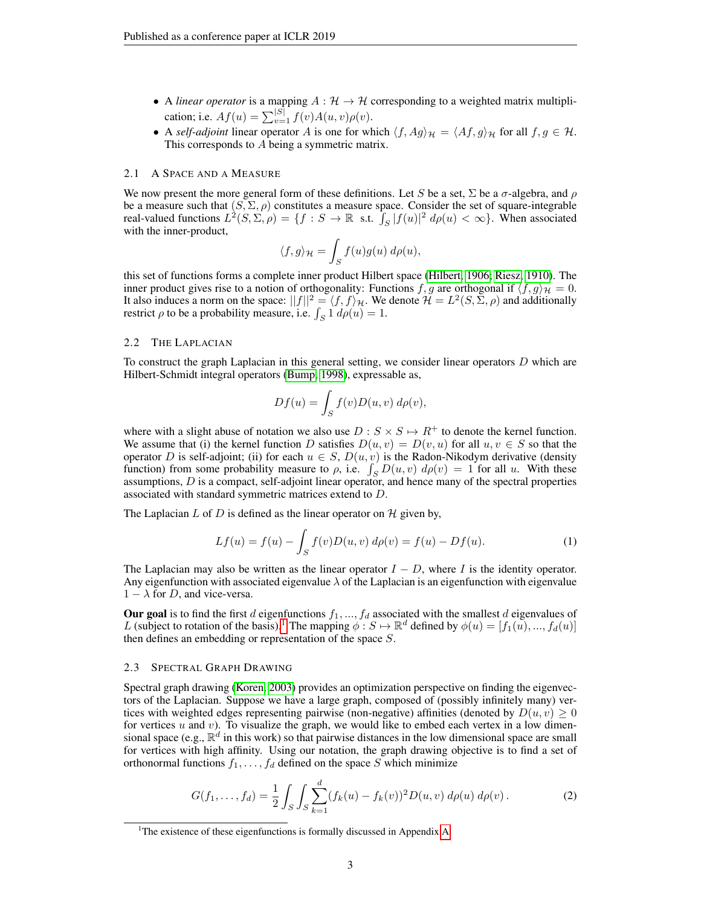- A *linear operator* is a mapping $A : \mathcal{H} \to \mathcal{H}$ corresponding to a weighted matrix multiplication; i.e. $Af(u) = \sum_{v=1}^{|S|} f(v)A(u,v)\rho(v)$.
- A *self-adjoint* linear operator $A$ is one for which $\langle f, Ag \rangle_\mathcal{H} = \langle Af, g \rangle_\mathcal{H}$ for all $f, g \in \mathcal{H}$. This corresponds to $A$ being a symmetric matrix.

### 2.1 A Space and a Measure

We now present the more general form of these definitions. Let $S$ be a set, $\Sigma$ be a $\sigma$-algebra, and $\rho$ be a measure such that $(S, \Sigma, \rho)$ constitutes a measure space. Consider the set of square-integrable real-valued functions $L^2(S, \Sigma, \rho) = \{f : S \to \mathbb{R} \text{ s.t. } \int_S |f(u)|^2 \, d\rho(u) < \infty\}$. When associated with the inner-product,

$$\langle f, g \rangle_\mathcal{H} = \int_S f(u)g(u) \, d\rho(u),$$

this set of functions forms a complete inner product Hilbert space (Hilbert, 1906; Riesz, 1910). The inner product gives rise to a notion of orthogonality: Functions $f, g$ are orthogonal if $\langle f, g \rangle_\mathcal{H} = 0$. It also induces a norm on the space: $||f||^2 = \langle f, f \rangle_\mathcal{H}$. We denote $\mathcal{H} = L^2(S, \Sigma, \rho)$ and additionally restrict $\rho$ to be a probability measure, i.e. $\int_S 1 \, d\rho(u) = 1$.

### 2.2 The Laplacian

To construct the graph Laplacian in this general setting, we consider linear operators $D$ which are Hilbert-Schmidt integral operators (Bump, 1998), expressable as,

$$Df(u) = \int_S f(v)D(u, v) \, d\rho(v),$$

where with a slight abuse of notation we also use $D : S \times S \mapsto R^+$ to denote the kernel function. We assume that (i) the kernel function $D$ satisfies $D(u, v) = D(v, u)$ for all $u, v \in S$ so that the operator $D$ is self-adjoint; (ii) for each $u \in S$, $D(u, v)$ is the Radon-Nikodym derivative (density function) from some probability measure to $\rho$, i.e. $\int_S D(u, v) \, d\rho(v) = 1$ for all $u$. With these assumptions, $D$ is a compact, self-adjoint linear operator, and hence many of the spectral properties associated with standard symmetric matrices extend to $D$.

The Laplacian $L$ of $D$ is defined as the linear operator on $\mathcal{H}$ given by,

$$Lf(u) = f(u) - \int_S f(v)D(u, v) \, d\rho(v) = f(u) - Df(u). \tag{1}$$

The Laplacian may also be written as the linear operator $I - D$, where $I$ is the identity operator. Any eigenfunction with associated eigenvalue $\lambda$ of the Laplacian is an eigenfunction with eigenvalue $1 - \lambda$ for $D$, and vice-versa.

**Our goal** is to find the first $d$ eigenfunctions $f_1, ..., f_d$ associated with the smallest $d$ eigenvalues of $L$ (subject to rotation of the basis).[1] The mapping $\phi : S \mapsto \mathbb{R}^d$ defined by $\phi(u) = [f_1(u), ..., f_d(u)]$ then defines an embedding or representation of the space $S$.

### 2.3 Spectral Graph Drawing

Spectral graph drawing (Koren, 2003) provides an optimization perspective on finding the eigenvectors of the Laplacian. Suppose we have a large graph, composed of (possibly infinitely many) vertices with weighted edges representing pairwise (non-negative) affinities (denoted by $D(u, v) \geq 0$ for vertices $u$ and $v$). To visualize the graph, we would like to embed each vertex in a low dimensional space (e.g., $\mathbb{R}^d$ in this work) so that pairwise distances in the low dimensional space are small for vertices with high affinity. Using our notation, the graph drawing objective is to find a set of orthonormal functions $f_1, \ldots, f_d$ defined on the space $S$ which minimize

$$G(f_1, \ldots, f_d) = \frac{1}{2} \int_S \int_S \sum_{k=1}^{d} (f_k(u) - f_k(v))^2 D(u, v) \, d\rho(u) \, d\rho(v) \, . \tag{2}$$

[1] The existence of these eigenfunctions is formally discussed in Appendix A.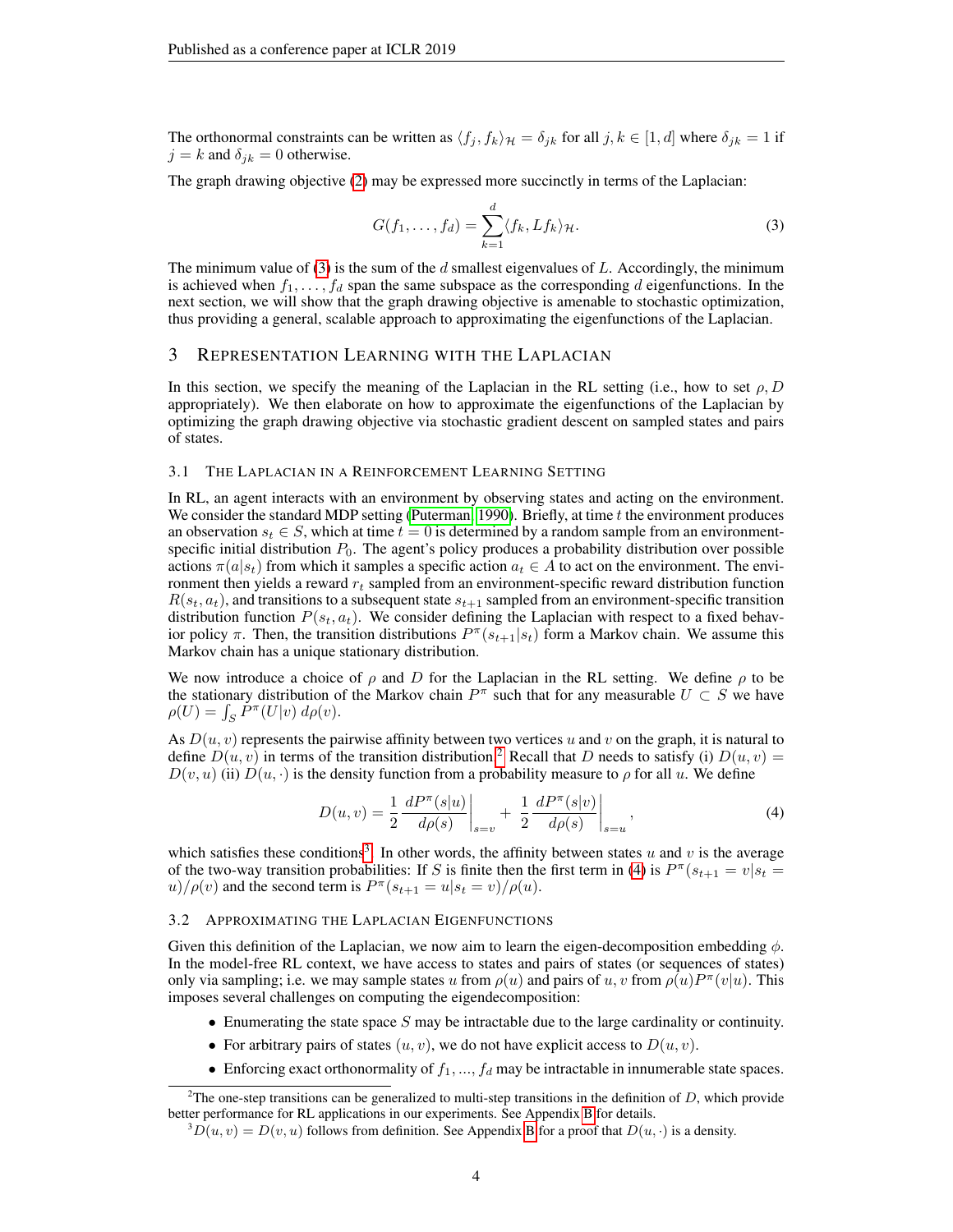The orthonormal constraints can be written as $\langle f_j, f_k \rangle_{\mathcal{H}} = \delta_{jk}$ for all $j, k \in [1, d]$ where $\delta_{jk} = 1$ if $j = k$ and $\delta_{jk} = 0$ otherwise.

The graph drawing objective (2) may be expressed more succinctly in terms of the Laplacian:

$$G(f_1, \dots, f_d) = \sum_{k=1}^{d} \langle f_k, L f_k \rangle_{\mathcal{H}}. \tag{3}$$

The minimum value of (3) is the sum of the $d$ smallest eigenvalues of $L$. Accordingly, the minimum is achieved when $f_1, \dots, f_d$ span the same subspace as the corresponding $d$ eigenfunctions. In the next section, we will show that the graph drawing objective is amenable to stochastic optimization, thus providing a general, scalable approach to approximating the eigenfunctions of the Laplacian.

## 3 Representation Learning with the Laplacian

In this section, we specify the meaning of the Laplacian in the RL setting (i.e., how to set $\rho, D$ appropriately). We then elaborate on how to approximate the eigenfunctions of the Laplacian by optimizing the graph drawing objective via stochastic gradient descent on sampled states and pairs of states.

### 3.1 The Laplacian in a Reinforcement Learning Setting

In RL, an agent interacts with an environment by observing states and acting on the environment. We consider the standard MDP setting (Puterman, 1990). Briefly, at time $t$ the environment produces an observation $s_t \in S$, which at time $t = 0$ is determined by a random sample from an environment-specific initial distribution $P_0$. The agent's policy produces a probability distribution over possible actions $\pi(a|s_t)$ from which it samples a specific action $a_t \in A$ to act on the environment. The environment then yields a reward $r_t$ sampled from an environment-specific reward distribution function $R(s_t, a_t)$, and transitions to a subsequent state $s_{t+1}$ sampled from an environment-specific transition distribution function $P(s_t, a_t)$. We consider defining the Laplacian with respect to a fixed behavior policy $\pi$. Then, the transition distributions $P^\pi(s_{t+1}|s_t)$ form a Markov chain. We assume this Markov chain has a unique stationary distribution.

We now introduce a choice of $\rho$ and $D$ for the Laplacian in the RL setting. We define $\rho$ to be the stationary distribution of the Markov chain $P^\pi$ such that for any measurable $U \subset S$ we have $\rho(U) = \int_S P^\pi(U|v)\, d\rho(v)$.

As $D(u, v)$ represents the pairwise affinity between two vertices $u$ and $v$ on the graph, it is natural to define $D(u, v)$ in terms of the transition distribution.[2] Recall that $D$ needs to satisfy (i) $D(u, v) = D(v, u)$ (ii) $D(u, \cdot)$ is the density function from a probability measure to $\rho$ for all $u$. We define

$$D(u, v) = \frac{1}{2} \frac{dP^\pi(s|u)}{d\rho(s)}\bigg|_{s=v} + \frac{1}{2} \frac{dP^\pi(s|v)}{d\rho(s)}\bigg|_{s=u}, \tag{4}$$

which satisfies these conditions[3]. In other words, the affinity between states $u$ and $v$ is the average of the two-way transition probabilities: If $S$ is finite then the first term in (4) is $P^\pi(s_{t+1} = v|s_t = u)/\rho(v)$ and the second term is $P^\pi(s_{t+1} = u|s_t = v)/\rho(u)$.

### 3.2 Approximating the Laplacian Eigenfunctions

Given this definition of the Laplacian, we now aim to learn the eigen-decomposition embedding $\phi$. In the model-free RL context, we have access to states and pairs of states (or sequences of states) only via sampling; i.e. we may sample states $u$ from $\rho(u)$ and pairs of $u, v$ from $\rho(u)P^\pi(v|u)$. This imposes several challenges on computing the eigendecomposition:

- Enumerating the state space $S$ may be intractable due to the large cardinality or continuity.
- For arbitrary pairs of states $(u, v)$, we do not have explicit access to $D(u, v)$.
- Enforcing exact orthonormality of $f_1, \dots, f_d$ may be intractable in innumerable state spaces.

[2] The one-step transitions can be generalized to multi-step transitions in the definition of $D$, which provide better performance for RL applications in our experiments. See Appendix B for details.

[3] $D(u, v) = D(v, u)$ follows from definition. See Appendix B for a proof that $D(u, \cdot)$ is a density.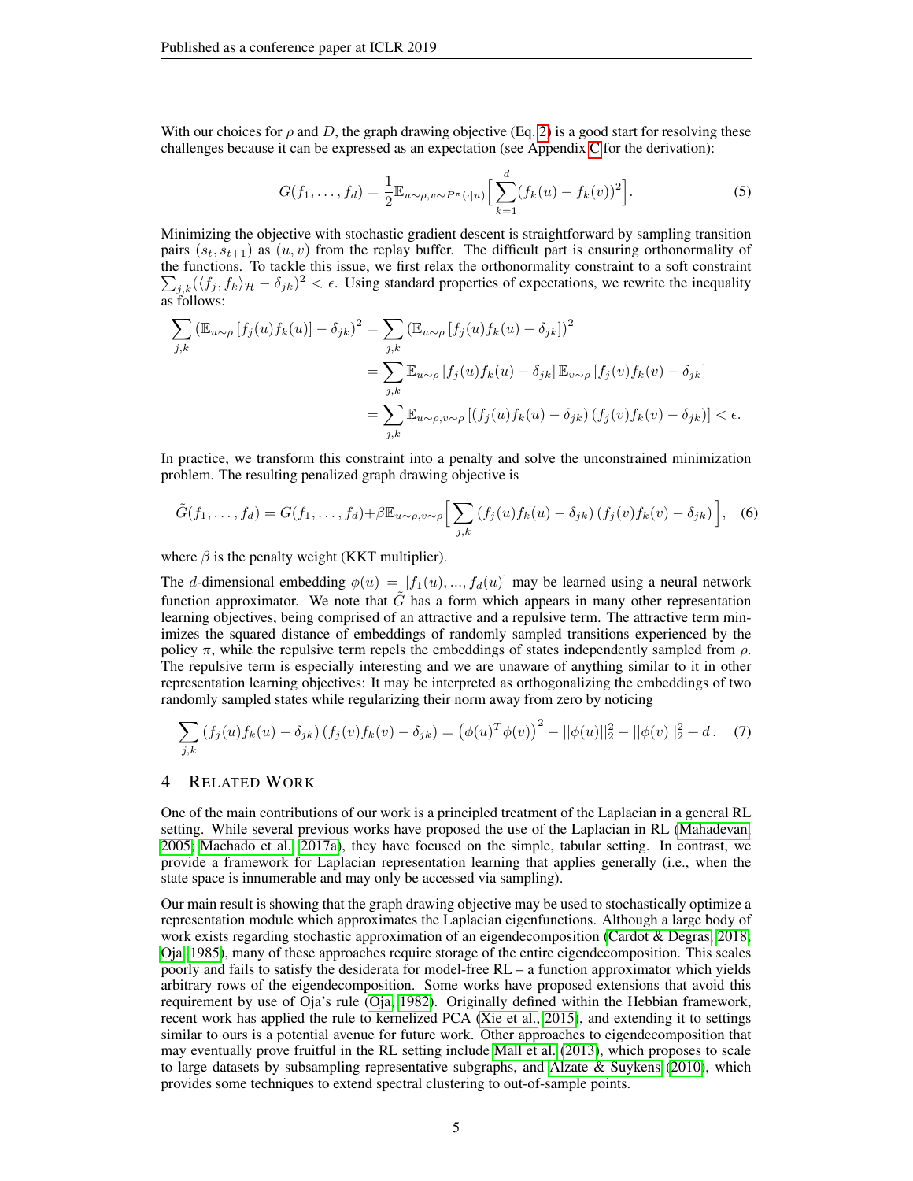With our choices for $\rho$ and $D$, the graph drawing objective (Eq. 2) is a good start for resolving these challenges because it can be expressed as an expectation (see Appendix C for the derivation):

$$G(f_1, \dots, f_d) = \frac{1}{2}\mathbb{E}_{u \sim \rho, v \sim P^\pi(\cdot|u)} \Big[ \sum_{k=1}^{d} (f_k(u) - f_k(v))^2 \Big]. \tag{5}$$

Minimizing the objective with stochastic gradient descent is straightforward by sampling transition pairs $(s_t, s_{t+1})$ as $(u, v)$ from the replay buffer. The difficult part is ensuring orthonormality of the functions. To tackle this issue, we first relax the orthonormality constraint to a soft constraint $\sum_{j,k}(\langle f_j, f_k \rangle_{\mathcal{H}} - \delta_{jk})^2 < \epsilon$. Using standard properties of expectations, we rewrite the inequality as follows:

$$\begin{aligned}
\sum_{j,k} \left( \mathbb{E}_{u \sim \rho} \left[ f_j(u) f_k(u) \right] - \delta_{jk} \right)^2 &= \sum_{j,k} \left( \mathbb{E}_{u \sim \rho} \left[ f_j(u) f_k(u) - \delta_{jk} \right] \right)^2 \\
&= \sum_{j,k} \mathbb{E}_{u \sim \rho} \left[ f_j(u) f_k(u) - \delta_{jk} \right] \mathbb{E}_{v \sim \rho} \left[ f_j(v) f_k(v) - \delta_{jk} \right] \\
&= \sum_{j,k} \mathbb{E}_{u \sim \rho, v \sim \rho} \left[ \left( f_j(u) f_k(u) - \delta_{jk} \right) \left( f_j(v) f_k(v) - \delta_{jk} \right) \right] < \epsilon.
\end{aligned}$$

In practice, we transform this constraint into a penalty and solve the unconstrained minimization problem. The resulting penalized graph drawing objective is

$$\tilde{G}(f_1, \dots, f_d) = G(f_1, \dots, f_d) + \beta \mathbb{E}_{u \sim \rho, v \sim \rho} \Big[ \sum_{j,k} \left( f_j(u) f_k(u) - \delta_{jk} \right) \left( f_j(v) f_k(v) - \delta_{jk} \right) \Big], \tag{6}$$

where $\beta$ is the penalty weight (KKT multiplier).

The $d$-dimensional embedding $\phi(u) = [f_1(u), ..., f_d(u)]$ may be learned using a neural network function approximator. We note that $\tilde{G}$ has a form which appears in many other representation learning objectives, being comprised of an attractive and a repulsive term. The attractive term minimizes the squared distance of embeddings of randomly sampled transitions experienced by the policy $\pi$, while the repulsive term repels the embeddings of states independently sampled from $\rho$. The repulsive term is especially interesting and we are unaware of anything similar to it in other representation learning objectives: It may be interpreted as orthogonalizing the embeddings of two randomly sampled states while regularizing their norm away from zero by noticing

$$\sum_{j,k} \left( f_j(u) f_k(u) - \delta_{jk} \right) \left( f_j(v) f_k(v) - \delta_{jk} \right) = \left( \phi(u)^T \phi(v) \right)^2 - ||\phi(u)||_2^2 - ||\phi(v)||_2^2 + d \,. \tag{7}$$

# 4 Related Work

One of the main contributions of our work is a principled treatment of the Laplacian in a general RL setting. While several previous works have proposed the use of the Laplacian in RL (Mahadevan, 2005; Machado et al., 2017a), they have focused on the simple, tabular setting. In contrast, we provide a framework for Laplacian representation learning that applies generally (i.e., when the state space is innumerable and may only be accessed via sampling).

Our main result is showing that the graph drawing objective may be used to stochastically optimize a representation module which approximates the Laplacian eigenfunctions. Although a large body of work exists regarding stochastic approximation of an eigendecomposition (Cardot & Degras, 2018; Oja, 1985), many of these approaches require storage of the entire eigendecomposition. This scales poorly and fails to satisfy the desiderata for model-free RL – a function approximator which yields arbitrary rows of the eigendecomposition. Some works have proposed extensions that avoid this requirement by use of Oja's rule (Oja, 1982). Originally defined within the Hebbian framework, recent work has applied the rule to kernelized PCA (Xie et al., 2015), and extending it to settings similar to ours is a potential avenue for future work. Other approaches to eigendecomposition that may eventually prove fruitful in the RL setting include Mall et al. (2013), which proposes to scale to large datasets by subsampling representative subgraphs, and Alzate & Suykens (2010), which provides some techniques to extend spectral clustering to out-of-sample points.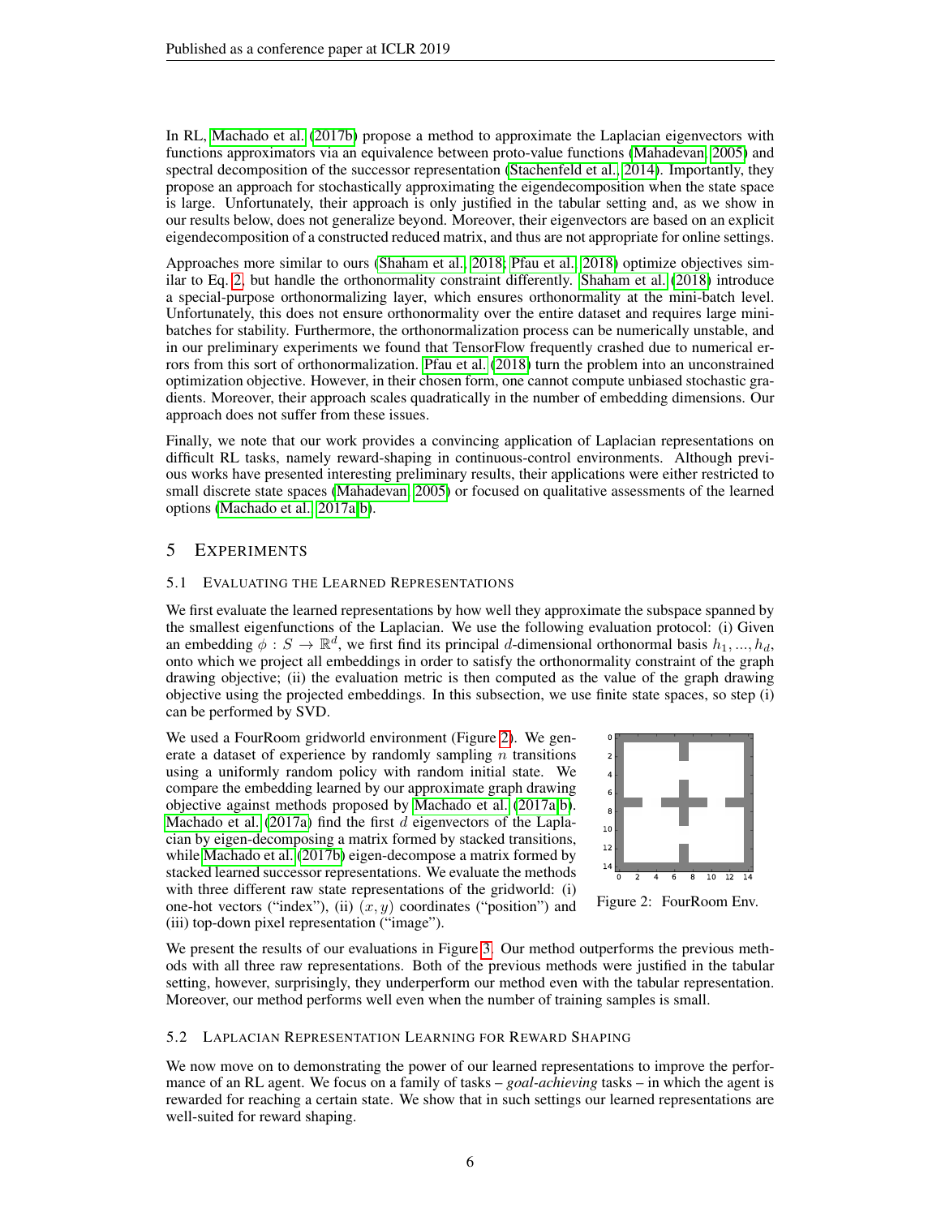In RL, Machado et al. (2017b) propose a method to approximate the Laplacian eigenvectors with functions approximators via an equivalence between proto-value functions (Mahadevan, 2005) and spectral decomposition of the successor representation (Stachenfeld et al., 2014). Importantly, they propose an approach for stochastically approximating the eigendecomposition when the state space is large. Unfortunately, their approach is only justified in the tabular setting and, as we show in our results below, does not generalize beyond. Moreover, their eigenvectors are based on an explicit eigendecomposition of a constructed reduced matrix, and thus are not appropriate for online settings.

Approaches more similar to ours (Shaham et al., 2018; Pfau et al., 2018) optimize objectives similar to Eq. 2, but handle the orthonormality constraint differently. Shaham et al. (2018) introduce a special-purpose orthonormalizing layer, which ensures orthonormality at the mini-batch level. Unfortunately, this does not ensure orthonormality over the entire dataset and requires large mini-batches for stability. Furthermore, the orthonormalization process can be numerically unstable, and in our preliminary experiments we found that TensorFlow frequently crashed due to numerical errors from this sort of orthonormalization. Pfau et al. (2018) turn the problem into an unconstrained optimization objective. However, in their chosen form, one cannot compute unbiased stochastic gradients. Moreover, their approach scales quadratically in the number of embedding dimensions. Our approach does not suffer from these issues.

Finally, we note that our work provides a convincing application of Laplacian representations on difficult RL tasks, namely reward-shaping in continuous-control environments. Although previous works have presented interesting preliminary results, their applications were either restricted to small discrete state spaces (Mahadevan, 2005) or focused on qualitative assessments of the learned options (Machado et al., 2017a;b).

## 5 Experiments

### 5.1 Evaluating the Learned Representations

We first evaluate the learned representations by how well they approximate the subspace spanned by the smallest eigenfunctions of the Laplacian. We use the following evaluation protocol: (i) Given an embedding $\phi : S \to \mathbb{R}^d$, we first find its principal $d$-dimensional orthonormal basis $h_1, ..., h_d$, onto which we project all embeddings in order to satisfy the orthonormality constraint of the graph drawing objective; (ii) the evaluation metric is then computed as the value of the graph drawing objective using the projected embeddings. In this subsection, we use finite state spaces, so step (i) can be performed by SVD.

We used a FourRoom gridworld environment (Figure 2). We generate a dataset of experience by randomly sampling $n$ transitions using a uniformly random policy with random initial state. We compare the embedding learned by our approximate graph drawing objective against methods proposed by Machado et al. (2017a;b). Machado et al. (2017a) find the first $d$ eigenvectors of the Laplacian by eigen-decomposing a matrix formed by stacked transitions, while Machado et al. (2017b) eigen-decompose a matrix formed by stacked learned successor representations. We evaluate the methods with three different raw state representations of the gridworld: (i) one-hot vectors ("index"), (ii) $(x, y)$ coordinates ("position") and (iii) top-down pixel representation ("image").

Figure 2: FourRoom Env.

We present the results of our evaluations in Figure 3. Our method outperforms the previous methods with all three raw representations. Both of the previous methods were justified in the tabular setting, however, surprisingly, they underperform our method even with the tabular representation. Moreover, our method performs well even when the number of training samples is small.

### 5.2 Laplacian Representation Learning for Reward Shaping

We now move on to demonstrating the power of our learned representations to improve the performance of an RL agent. We focus on a family of tasks – *goal-achieving* tasks – in which the agent is rewarded for reaching a certain state. We show that in such settings our learned representations are well-suited for reward shaping.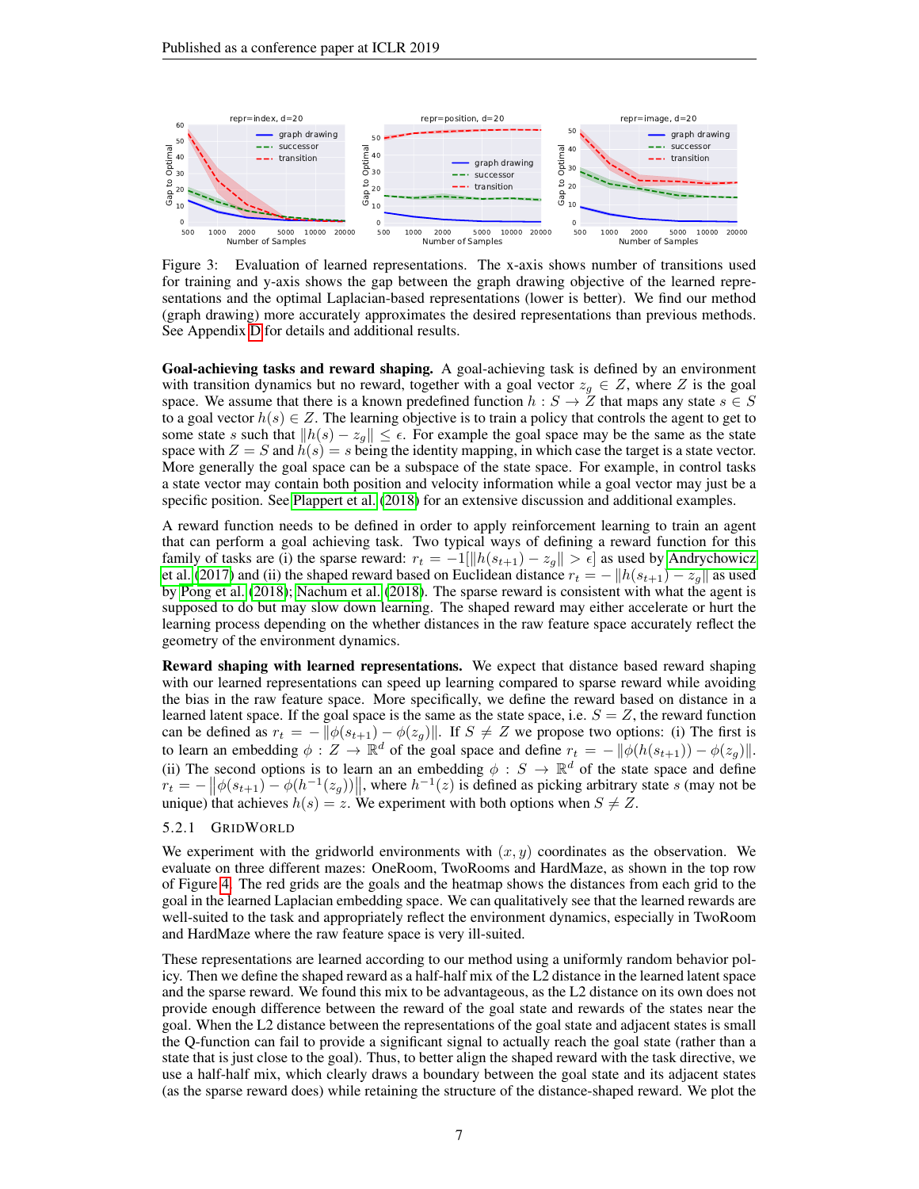Figure 3: Evaluation of learned representations. The x-axis shows number of transitions used for training and y-axis shows the gap between the graph drawing objective of the learned representations and the optimal Laplacian-based representations (lower is better). We find our method (graph drawing) more accurately approximates the desired representations than previous methods. See Appendix D for details and additional results.

**Goal-achieving tasks and reward shaping.** A goal-achieving task is defined by an environment with transition dynamics but no reward, together with a goal vector $z_g \in Z$, where $Z$ is the goal space. We assume that there is a known predefined function $h : S \to Z$ that maps any state $s \in S$ to a goal vector $h(s) \in Z$. The learning objective is to train a policy that controls the agent to get to some state $s$ such that $\|h(s) - z_g\| \leq \epsilon$. For example the goal space may be the same as the state space with $Z = S$ and $h(s) = s$ being the identity mapping, in which case the target is a state vector. More generally the goal space can be a subspace of the state space. For example, in control tasks a state vector may contain both position and velocity information while a goal vector may just be a specific position. See Plappert et al. (2018) for an extensive discussion and additional examples.

A reward function needs to be defined in order to apply reinforcement learning to train an agent that can perform a goal achieving task. Two typical ways of defining a reward function for this family of tasks are (i) the sparse reward: $r_t = -1[\|h(s_{t+1}) - z_g\| > \epsilon]$ as used by Andrychowicz et al. (2017) and (ii) the shaped reward based on Euclidean distance $r_t = -\|h(s_{t+1}) - z_g\|$ as used by Pong et al. (2018); Nachum et al. (2018). The sparse reward is consistent with what the agent is supposed to do but may slow down learning. The shaped reward may either accelerate or hurt the learning process depending on the whether distances in the raw feature space accurately reflect the geometry of the environment dynamics.

**Reward shaping with learned representations.** We expect that distance based reward shaping with our learned representations can speed up learning compared to sparse reward while avoiding the bias in the raw feature space. More specifically, we define the reward based on distance in a learned latent space. If the goal space is the same as the state space, i.e. $S = Z$, the reward function can be defined as $r_t = -\|\phi(s_{t+1}) - \phi(z_g)\|$. If $S \neq Z$ we propose two options: (i) The first is to learn an embedding $\phi : Z \to \mathbb{R}^d$ of the goal space and define $r_t = -\|\phi(h(s_{t+1})) - \phi(z_g)\|$. (ii) The second options is to learn an an embedding $\phi : S \to \mathbb{R}^d$ of the state space and define $r_t = -\left\|\phi(s_{t+1}) - \phi(h^{-1}(z_g))\right\|$, where $h^{-1}(z)$ is defined as picking arbitrary state $s$ (may not be unique) that achieves $h(s) = z$. We experiment with both options when $S \neq Z$.

### 5.2.1 GridWorld

We experiment with the gridworld environments with $(x, y)$ coordinates as the observation. We evaluate on three different mazes: OneRoom, TwoRooms and HardMaze, as shown in the top row of Figure 4. The red grids are the goals and the heatmap shows the distances from each grid to the goal in the learned Laplacian embedding space. We can qualitatively see that the learned rewards are well-suited to the task and appropriately reflect the environment dynamics, especially in TwoRoom and HardMaze where the raw feature space is very ill-suited.

These representations are learned according to our method using a uniformly random behavior policy. Then we define the shaped reward as a half-half mix of the L2 distance in the learned latent space and the sparse reward. We found this mix to be advantageous, as the L2 distance on its own does not provide enough difference between the reward of the goal state and rewards of the states near the goal. When the L2 distance between the representations of the goal state and adjacent states is small the Q-function can fail to provide a significant signal to actually reach the goal state (rather than a state that is just close to the goal). Thus, to better align the shaped reward with the task directive, we use a half-half mix, which clearly draws a boundary between the goal state and its adjacent states (as the sparse reward does) while retaining the structure of the distance-shaped reward. We plot the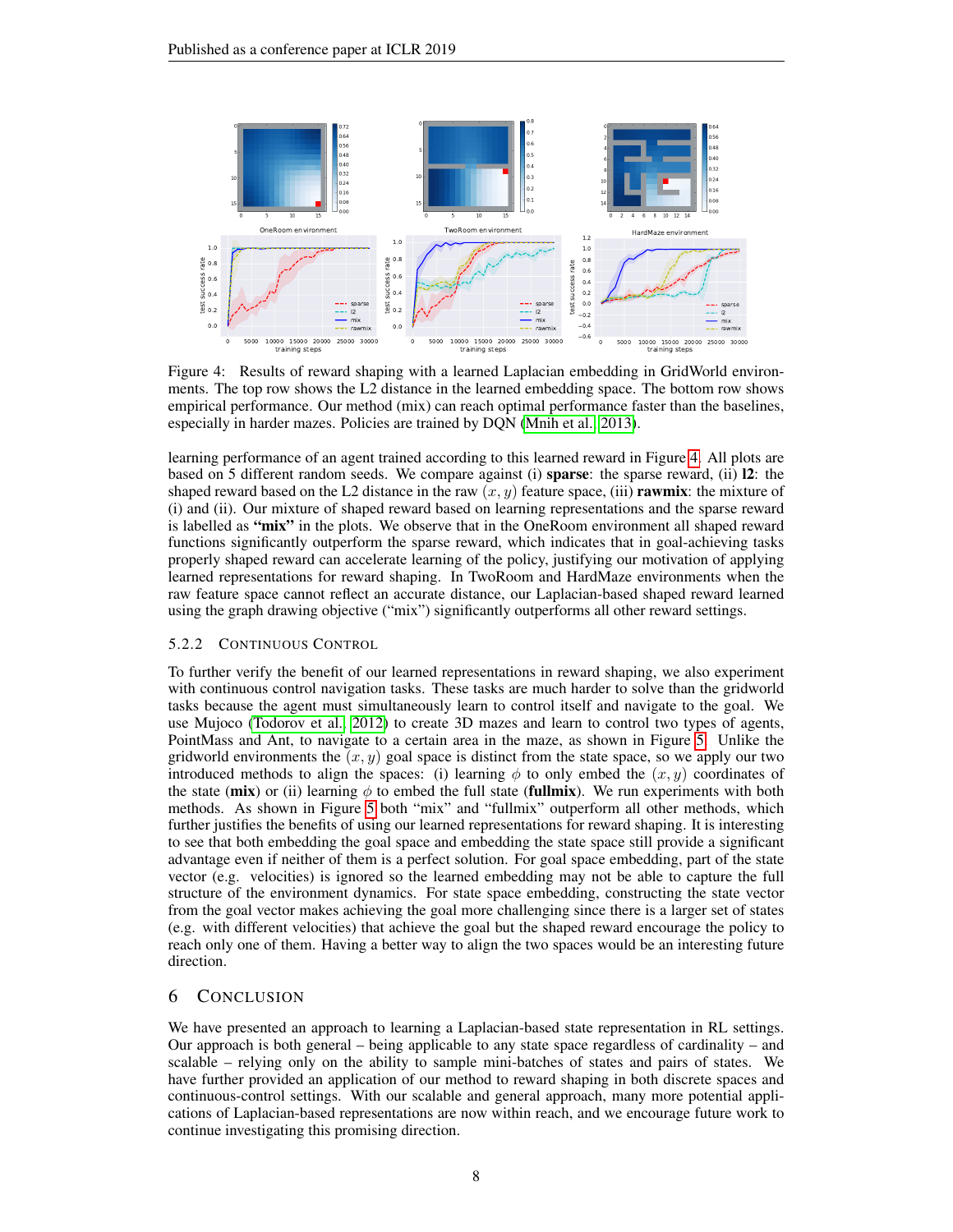Figure 4: Results of reward shaping with a learned Laplacian embedding in GridWorld environments. The top row shows the L2 distance in the learned embedding space. The bottom row shows empirical performance. Our method (mix) can reach optimal performance faster than the baselines, especially in harder mazes. Policies are trained by DQN (Mnih et al., 2013).

learning performance of an agent trained according to this learned reward in Figure 4. All plots are based on 5 different random seeds. We compare against (i) **sparse**: the sparse reward, (ii) **l2**: the shaped reward based on the L2 distance in the raw $(x, y)$ feature space, (iii) **rawmix**: the mixture of (i) and (ii). Our mixture of shaped reward based on learning representations and the sparse reward is labelled as **"mix"** in the plots. We observe that in the OneRoom environment all shaped reward functions significantly outperform the sparse reward, which indicates that in goal-achieving tasks properly shaped reward can accelerate learning of the policy, justifying our motivation of applying learned representations for reward shaping. In TwoRoom and HardMaze environments when the raw feature space cannot reflect an accurate distance, our Laplacian-based shaped reward learned using the graph drawing objective ("mix") significantly outperforms all other reward settings.

### 5.2.2 Continuous Control

To further verify the benefit of our learned representations in reward shaping, we also experiment with continuous control navigation tasks. These tasks are much harder to solve than the gridworld tasks because the agent must simultaneously learn to control itself and navigate to the goal. We use Mujoco (Todorov et al., 2012) to create 3D mazes and learn to control two types of agents, PointMass and Ant, to navigate to a certain area in the maze, as shown in Figure 5. Unlike the gridworld environments the $(x, y)$ goal space is distinct from the state space, so we apply our two introduced methods to align the spaces: (i) learning $\phi$ to only embed the $(x, y)$ coordinates of the state (**mix**) or (ii) learning $\phi$ to embed the full state (**fullmix**). We run experiments with both methods. As shown in Figure 5 both "mix" and "fullmix" outperform all other methods, which further justifies the benefits of using our learned representations for reward shaping. It is interesting to see that both embedding the goal space and embedding the state space still provide a significant advantage even if neither of them is a perfect solution. For goal space embedding, part of the state vector (e.g. velocities) is ignored so the learned embedding may not be able to capture the full structure of the environment dynamics. For state space embedding, constructing the state vector from the goal vector makes achieving the goal more challenging since there is a larger set of states (e.g. with different velocities) that achieve the goal but the shaped reward encourage the policy to reach only one of them. Having a better way to align the two spaces would be an interesting future direction.

## 6 Conclusion

We have presented an approach to learning a Laplacian-based state representation in RL settings. Our approach is both general – being applicable to any state space regardless of cardinality – and scalable – relying only on the ability to sample mini-batches of states and pairs of states. We have further provided an application of our method to reward shaping in both discrete spaces and continuous-control settings. With our scalable and general approach, many more potential applications of Laplacian-based representations are now within reach, and we encourage future work to continue investigating this promising direction.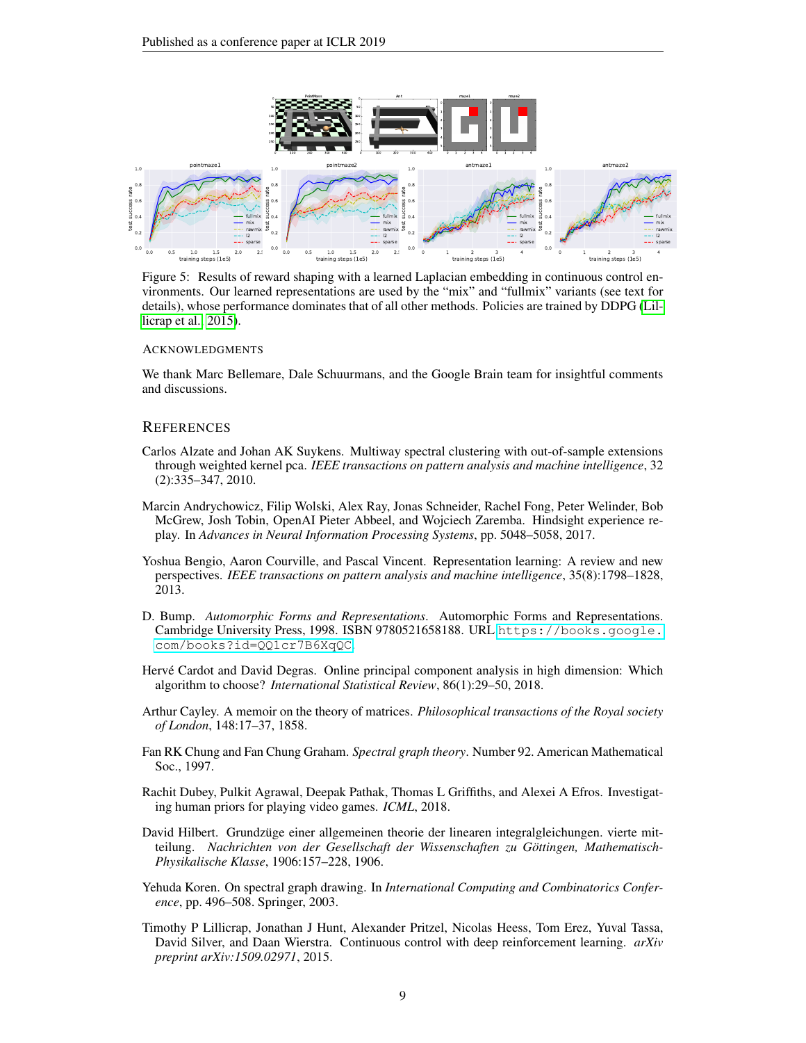Figure 5: Results of reward shaping with a learned Laplacian embedding in continuous control environments. Our learned representations are used by the "mix" and "fullmix" variants (see text for details), whose performance dominates that of all other methods. Policies are trained by DDPG (Lillicrap et al., 2015).

#### Acknowledgments

We thank Marc Bellemare, Dale Schuurmans, and the Google Brain team for insightful comments and discussions.

## References

Carlos Alzate and Johan AK Suykens. Multiway spectral clustering with out-of-sample extensions through weighted kernel pca. *IEEE transactions on pattern analysis and machine intelligence*, 32 (2):335–347, 2010.

Marcin Andrychowicz, Filip Wolski, Alex Ray, Jonas Schneider, Rachel Fong, Peter Welinder, Bob McGrew, Josh Tobin, OpenAI Pieter Abbeel, and Wojciech Zaremba. Hindsight experience replay. In *Advances in Neural Information Processing Systems*, pp. 5048–5058, 2017.

Yoshua Bengio, Aaron Courville, and Pascal Vincent. Representation learning: A review and new perspectives. *IEEE transactions on pattern analysis and machine intelligence*, 35(8):1798–1828, 2013.

D. Bump. *Automorphic Forms and Representations*. Automorphic Forms and Representations. Cambridge University Press, 1998. ISBN 9780521658188. URL https://books.google.com/books?id=QQ1cr7B6XqQC.

Hervé Cardot and David Degras. Online principal component analysis in high dimension: Which algorithm to choose? *International Statistical Review*, 86(1):29–50, 2018.

Arthur Cayley. A memoir on the theory of matrices. *Philosophical transactions of the Royal society of London*, 148:17–37, 1858.

Fan RK Chung and Fan Chung Graham. *Spectral graph theory*. Number 92. American Mathematical Soc., 1997.

Rachit Dubey, Pulkit Agrawal, Deepak Pathak, Thomas L Griffiths, and Alexei A Efros. Investigating human priors for playing video games. *ICML*, 2018.

David Hilbert. Grundzüge einer allgemeinen theorie der linearen integralgleichungen. vierte mitteilung. *Nachrichten von der Gesellschaft der Wissenschaften zu Göttingen, Mathematisch-Physikalische Klasse*, 1906:157–228, 1906.

Yehuda Koren. On spectral graph drawing. In *International Computing and Combinatorics Conference*, pp. 496–508. Springer, 2003.

Timothy P Lillicrap, Jonathan J Hunt, Alexander Pritzel, Nicolas Heess, Tom Erez, Yuval Tassa, David Silver, and Daan Wierstra. Continuous control with deep reinforcement learning. *arXiv preprint arXiv:1509.02971*, 2015.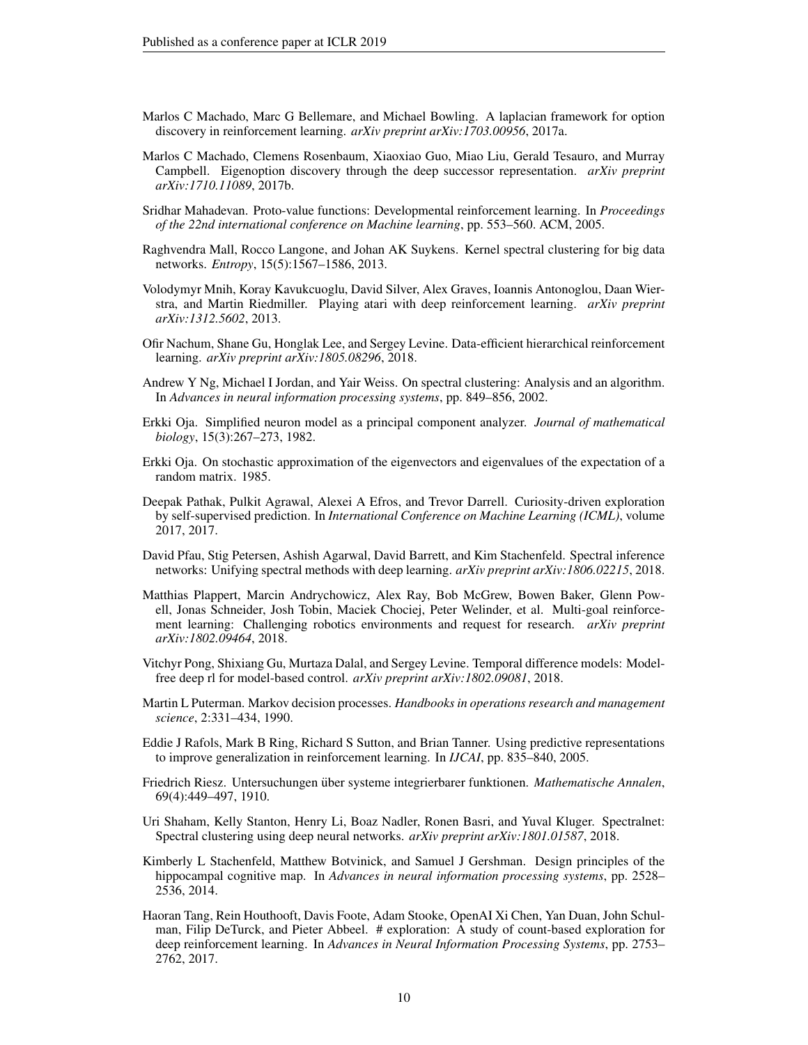Marlos C Machado, Marc G Bellemare, and Michael Bowling. A laplacian framework for option discovery in reinforcement learning. *arXiv preprint arXiv:1703.00956*, 2017a.

Marlos C Machado, Clemens Rosenbaum, Xiaoxiao Guo, Miao Liu, Gerald Tesauro, and Murray Campbell. Eigenoption discovery through the deep successor representation. *arXiv preprint arXiv:1710.11089*, 2017b.

Sridhar Mahadevan. Proto-value functions: Developmental reinforcement learning. In *Proceedings of the 22nd international conference on Machine learning*, pp. 553–560. ACM, 2005.

Raghvendra Mall, Rocco Langone, and Johan AK Suykens. Kernel spectral clustering for big data networks. *Entropy*, 15(5):1567–1586, 2013.

Volodymyr Mnih, Koray Kavukcuoglu, David Silver, Alex Graves, Ioannis Antonoglou, Daan Wierstra, and Martin Riedmiller. Playing atari with deep reinforcement learning. *arXiv preprint arXiv:1312.5602*, 2013.

Ofir Nachum, Shane Gu, Honglak Lee, and Sergey Levine. Data-efficient hierarchical reinforcement learning. *arXiv preprint arXiv:1805.08296*, 2018.

Andrew Y Ng, Michael I Jordan, and Yair Weiss. On spectral clustering: Analysis and an algorithm. In *Advances in neural information processing systems*, pp. 849–856, 2002.

Erkki Oja. Simplified neuron model as a principal component analyzer. *Journal of mathematical biology*, 15(3):267–273, 1982.

Erkki Oja. On stochastic approximation of the eigenvectors and eigenvalues of the expectation of a random matrix. 1985.

Deepak Pathak, Pulkit Agrawal, Alexei A Efros, and Trevor Darrell. Curiosity-driven exploration by self-supervised prediction. In *International Conference on Machine Learning (ICML)*, volume 2017, 2017.

David Pfau, Stig Petersen, Ashish Agarwal, David Barrett, and Kim Stachenfeld. Spectral inference networks: Unifying spectral methods with deep learning. *arXiv preprint arXiv:1806.02215*, 2018.

Matthias Plappert, Marcin Andrychowicz, Alex Ray, Bob McGrew, Bowen Baker, Glenn Powell, Jonas Schneider, Josh Tobin, Maciek Chociej, Peter Welinder, et al. Multi-goal reinforcement learning: Challenging robotics environments and request for research. *arXiv preprint arXiv:1802.09464*, 2018.

Vitchyr Pong, Shixiang Gu, Murtaza Dalal, and Sergey Levine. Temporal difference models: Model-free deep rl for model-based control. *arXiv preprint arXiv:1802.09081*, 2018.

Martin L Puterman. Markov decision processes. *Handbooks in operations research and management science*, 2:331–434, 1990.

Eddie J Rafols, Mark B Ring, Richard S Sutton, and Brian Tanner. Using predictive representations to improve generalization in reinforcement learning. In *IJCAI*, pp. 835–840, 2005.

Friedrich Riesz. Untersuchungen über systeme integrierbarer funktionen. *Mathematische Annalen*, 69(4):449–497, 1910.

Uri Shaham, Kelly Stanton, Henry Li, Boaz Nadler, Ronen Basri, and Yuval Kluger. Spectralnet: Spectral clustering using deep neural networks. *arXiv preprint arXiv:1801.01587*, 2018.

Kimberly L Stachenfeld, Matthew Botvinick, and Samuel J Gershman. Design principles of the hippocampal cognitive map. In *Advances in neural information processing systems*, pp. 2528–2536, 2014.

Haoran Tang, Rein Houthooft, Davis Foote, Adam Stooke, OpenAI Xi Chen, Yan Duan, John Schulman, Filip DeTurck, and Pieter Abbeel. # exploration: A study of count-based exploration for deep reinforcement learning. In *Advances in Neural Information Processing Systems*, pp. 2753–2762, 2017.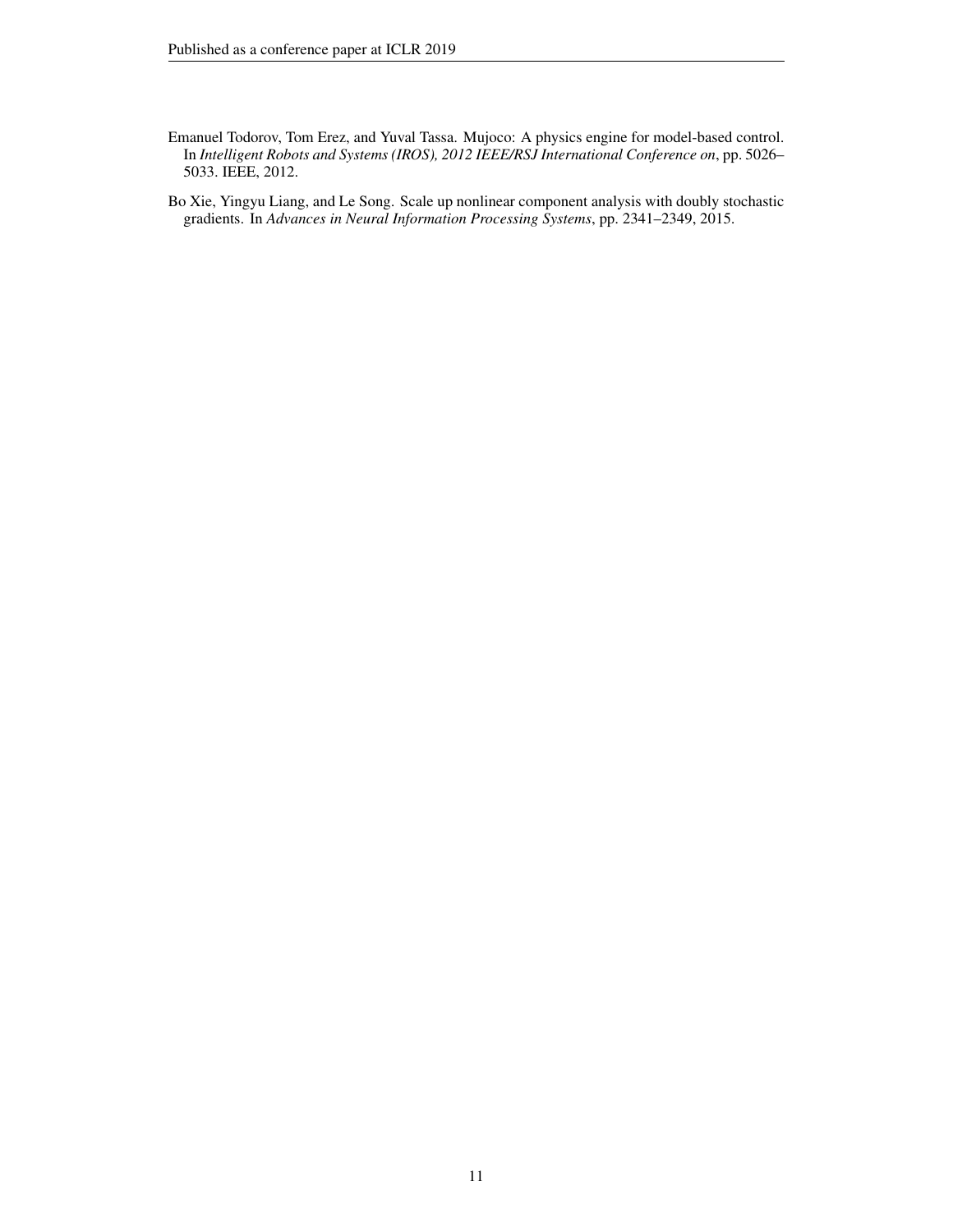Emanuel Todorov, Tom Erez, and Yuval Tassa. Mujoco: A physics engine for model-based control. In *Intelligent Robots and Systems (IROS), 2012 IEEE/RSJ International Conference on*, pp. 5026–5033. IEEE, 2012.

Bo Xie, Yingyu Liang, and Le Song. Scale up nonlinear component analysis with doubly stochastic gradients. In *Advances in Neural Information Processing Systems*, pp. 2341–2349, 2015.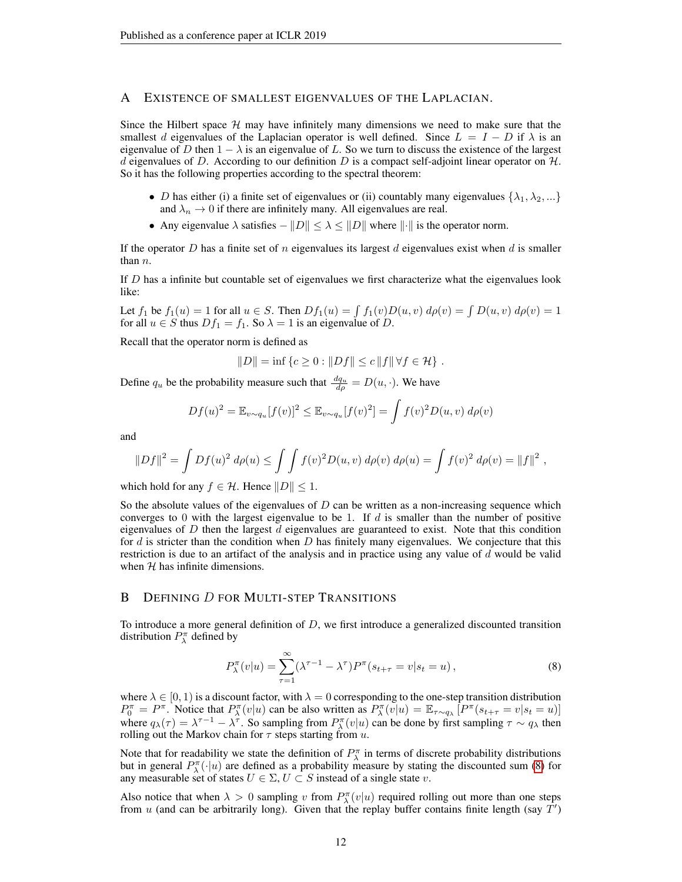## A Existence of smallest eigenvalues of the Laplacian.

Since the Hilbert space $\mathcal{H}$ may have infinitely many dimensions we need to make sure that the smallest $d$ eigenvalues of the Laplacian operator is well defined. Since $L = I - D$ if $\lambda$ is an eigenvalue of $D$ then $1 - \lambda$ is an eigenvalue of $L$. So we turn to discuss the existence of the largest $d$ eigenvalues of $D$. According to our definition $D$ is a compact self-adjoint linear operator on $\mathcal{H}$. So it has the following properties according to the spectral theorem:

- $D$ has either (i) a finite set of eigenvalues or (ii) countably many eigenvalues $\{\lambda_1, \lambda_2, ...\}$ and $\lambda_n \to 0$ if there are infinitely many. All eigenvalues are real.
- Any eigenvalue $\lambda$ satisfies $-\|D\| \leq \lambda \leq \|D\|$ where $\|\cdot\|$ is the operator norm.

If the operator $D$ has a finite set of $n$ eigenvalues its largest $d$ eigenvalues exist when $d$ is smaller than $n$.

If $D$ has a infinite but countable set of eigenvalues we first characterize what the eigenvalues look like:

Let $f_1$ be $f_1(u) = 1$ for all $u \in S$. Then $Df_1(u) = \int f_1(v) D(u, v)\, d\rho(v) = \int D(u, v)\, d\rho(v) = 1$ for all $u \in S$ thus $Df_1 = f_1$. So $\lambda = 1$ is an eigenvalue of $D$.

Recall that the operator norm is defined as

$$\|D\| = \inf\{c \geq 0 : \|Df\| \leq c\,\|f\|\, \forall f \in \mathcal{H}\}\,.$$

Define $q_u$ be the probability measure such that $\frac{dq_u}{d\rho} = D(u, \cdot)$. We have

$$Df(u)^2 = \mathbb{E}_{v\sim q_u}[f(v)]^2 \leq \mathbb{E}_{v\sim q_u}[f(v)^2] = \int f(v)^2 D(u, v)\, d\rho(v)$$

and

$$\|Df\|^2 = \int Df(u)^2\, d\rho(u) \leq \int\int f(v)^2 D(u, v)\, d\rho(v)\, d\rho(u) = \int f(v)^2\, d\rho(v) = \|f\|^2\,,$$

which hold for any $f \in \mathcal{H}$. Hence $\|D\| \leq 1$.

So the absolute values of the eigenvalues of $D$ can be written as a non-increasing sequence which converges to 0 with the largest eigenvalue to be 1. If $d$ is smaller than the number of positive eigenvalues of $D$ then the largest $d$ eigenvalues are guaranteed to exist. Note that this condition for $d$ is stricter than the condition when $D$ has finitely many eigenvalues. We conjecture that this restriction is due to an artifact of the analysis and in practice using any value of $d$ would be valid when $\mathcal{H}$ has infinite dimensions.

## B Defining $D$ for Multi-step Transitions

To introduce a more general definition of $D$, we first introduce a generalized discounted transition distribution $P^\pi_\lambda$ defined by

$$P^\pi_\lambda(v|u) = \sum_{\tau=1}^{\infty} (\lambda^{\tau-1} - \lambda^\tau) P^\pi(s_{t+\tau} = v | s_t = u)\,, \tag{8}$$

where $\lambda \in [0, 1)$ is a discount factor, with $\lambda = 0$ corresponding to the one-step transition distribution $P^\pi_0 = P^\pi$. Notice that $P^\pi_\lambda(v|u)$ can be also written as $P^\pi_\lambda(v|u) = \mathbb{E}_{\tau\sim q_\lambda}[P^\pi(s_{t+\tau} = v|s_t = u)]$ where $q_\lambda(\tau) = \lambda^{\tau-1} - \lambda^\tau$. So sampling from $P^\pi_\lambda(v|u)$ can be done by first sampling $\tau \sim q_\lambda$ then rolling out the Markov chain for $\tau$ steps starting from $u$.

Note that for readability we state the definition of $P^\pi_\lambda$ in terms of discrete probability distributions but in general $P^\pi_\lambda(\cdot|u)$ are defined as a probability measure by stating the discounted sum (8) for any measurable set of states $U \in \Sigma, U \subset S$ instead of a single state $v$.

Also notice that when $\lambda > 0$ sampling $v$ from $P^\pi_\lambda(v|u)$ required rolling out more than one steps from $u$ (and can be arbitrarily long). Given that the replay buffer contains finite length (say $T'$)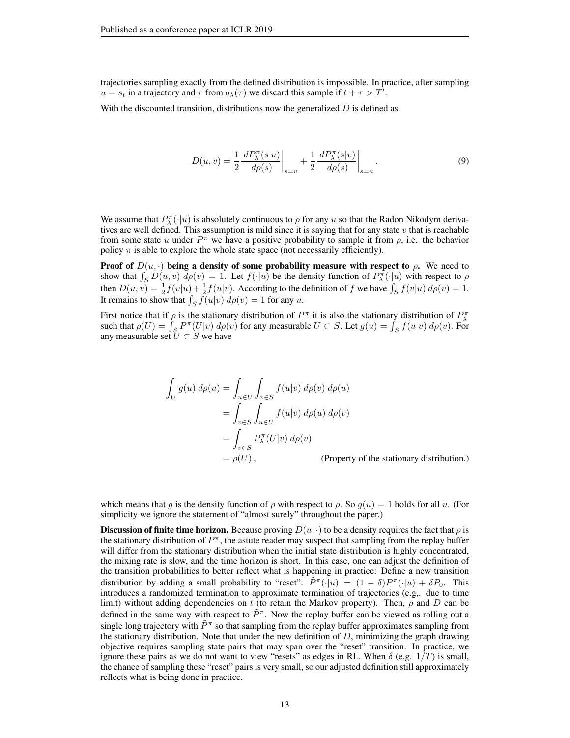trajectories sampling exactly from the defined distribution is impossible. In practice, after sampling $u = s_t$ in a trajectory and $\tau$ from $q_\lambda(\tau)$ we discard this sample if $t + \tau > T'$.

With the discounted transition, distributions now the generalized $D$ is defined as

$$D(u, v) = \frac{1}{2} \left. \frac{dP^\pi_\lambda(s|u)}{d\rho(s)} \right|_{s=v} + \frac{1}{2} \left. \frac{dP^\pi_\lambda(s|v)}{d\rho(s)} \right|_{s=u}. \tag{9}$$

We assume that $P^\pi_\lambda(\cdot|u)$ is absolutely continuous to $\rho$ for any $u$ so that the Radon Nikodym derivatives are well defined. This assumption is mild since it is saying that for any state $v$ that is reachable from some state $u$ under $P^\pi$ we have a positive probability to sample it from $\rho$, i.e. the behavior policy $\pi$ is able to explore the whole state space (not necessarily efficiently).

**Proof of $D(u, \cdot)$ being a density of some probability measure with respect to $\rho$.** We need to show that $\int_S D(u, v)\, d\rho(v) = 1$. Let $f(\cdot|u)$ be the density function of $P^\pi_\lambda(\cdot|u)$ with respect to $\rho$ then $D(u, v) = \frac{1}{2} f(v|u) + \frac{1}{2} f(u|v)$. According to the definition of $f$ we have $\int_S f(v|u)\, d\rho(v) = 1$. It remains to show that $\int_S f(u|v)\, d\rho(v) = 1$ for any $u$.

First notice that if $\rho$ is the stationary distribution of $P^\pi$ it is also the stationary distribution of $P^\pi_\lambda$ such that $\rho(U) = \int_S P^\pi(U|v)\, d\rho(v)$ for any measurable $U \subset S$. Let $g(u) = \int_S f(u|v)\, d\rho(v)$. For any measurable set $U \subset S$ we have

$$\begin{aligned}
\int_U g(u)\, d\rho(u) &= \int_{u \in U} \int_{v \in S} f(u|v)\, d\rho(v)\, d\rho(u) \\
&= \int_{v \in S} \int_{u \in U} f(u|v)\, d\rho(u)\, d\rho(v) \\
&= \int_{v \in S} P^\pi_\lambda(U|v)\, d\rho(v) \\
&= \rho(U)\,, \qquad \text{(Property of the stationary distribution.)}
\end{aligned}$$

which means that $g$ is the density function of $\rho$ with respect to $\rho$. So $g(u) = 1$ holds for all $u$. (For simplicity we ignore the statement of "almost surely" throughout the paper.)

**Discussion of finite time horizon.** Because proving $D(u, \cdot)$ to be a density requires the fact that $\rho$ is the stationary distribution of $P^\pi$, the astute reader may suspect that sampling from the replay buffer will differ from the stationary distribution when the initial state distribution is highly concentrated, the mixing rate is slow, and the time horizon is short. In this case, one can adjust the definition of the transition probabilities to better reflect what is happening in practice: Define a new transition distribution by adding a small probability to "reset": $\tilde{P}^\pi(\cdot|u) = (1 - \delta) P^\pi(\cdot|u) + \delta P_0$. This introduces a randomized termination to approximate termination of trajectories (e.g,. due to time limit) without adding dependencies on $t$ (to retain the Markov property). Then, $\rho$ and $D$ can be defined in the same way with respect to $\tilde{P}^\pi$. Now the replay buffer can be viewed as rolling out a single long trajectory with $\tilde{P}^\pi$ so that sampling from the replay buffer approximates sampling from the stationary distribution. Note that under the new definition of $D$, minimizing the graph drawing objective requires sampling state pairs that may span over the "reset" transition. In practice, we ignore these pairs as we do not want to view "resets" as edges in RL. When $\delta$ (e.g. $1/T$) is small, the chance of sampling these "reset" pairs is very small, so our adjusted definition still approximately reflects what is being done in practice.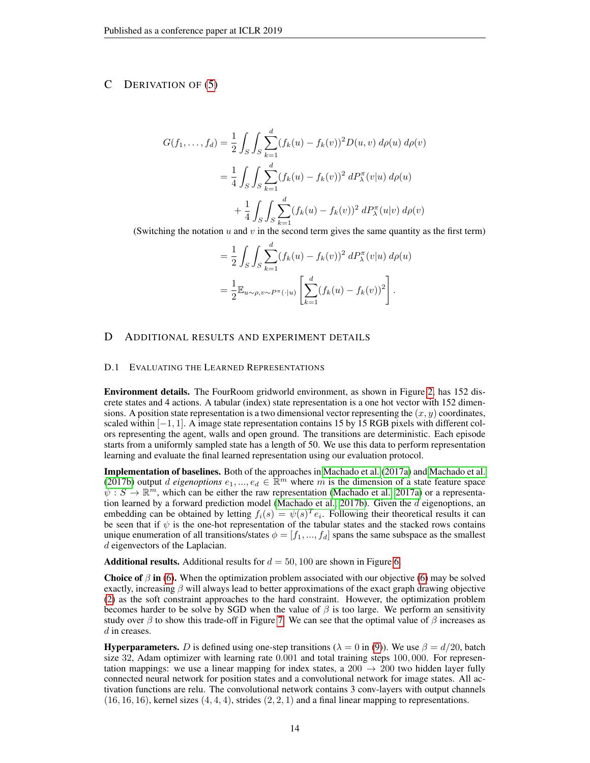# C Derivation of (5)

$$
\begin{aligned}
G(f_1, \ldots, f_d) &= \frac{1}{2} \int_S \int_S \sum_{k=1}^{d} (f_k(u) - f_k(v))^2 D(u, v)\, d\rho(u)\, d\rho(v) \\
&= \frac{1}{4} \int_S \int_S \sum_{k=1}^{d} (f_k(u) - f_k(v))^2\, dP_\lambda^\pi(v|u)\, d\rho(u) \\
&\quad + \frac{1}{4} \int_S \int_S \sum_{k=1}^{d} (f_k(u) - f_k(v))^2\, dP_\lambda^\pi(u|v)\, d\rho(v)
\end{aligned}
$$

(Switching the notation $u$ and $v$ in the second term gives the same quantity as the first term)

$$
\begin{aligned}
&= \frac{1}{2} \int_S \int_S \sum_{k=1}^{d} (f_k(u) - f_k(v))^2\, dP_\lambda^\pi(v|u)\, d\rho(u) \\
&= \frac{1}{2} \mathbb{E}_{u \sim \rho, v \sim P^\pi(\cdot|u)} \left[ \sum_{k=1}^{d} (f_k(u) - f_k(v))^2 \right].
\end{aligned}
$$

# D Additional results and experiment details

## D.1 Evaluating the Learned Representations

**Environment details.** The FourRoom gridworld environment, as shown in Figure 2, has 152 discrete states and 4 actions. A tabular (index) state representation is a one hot vector with 152 dimensions. A position state representation is a two dimensional vector representing the $(x, y)$ coordinates, scaled within $[-1, 1]$. A image state representation contains 15 by 15 RGB pixels with different colors representing the agent, walls and open ground. The transitions are deterministic. Each episode starts from a uniformly sampled state has a length of 50. We use this data to perform representation learning and evaluate the final learned representation using our evaluation protocol.

**Implementation of baselines.** Both of the approaches in Machado et al. (2017a) and Machado et al. (2017b) output $d$ *eigenoptions* $e_1, ..., e_d \in \mathbb{R}^m$ where $m$ is the dimension of a state feature space $\psi : S \to \mathbb{R}^m$, which can be either the raw representation (Machado et al., 2017a) or a representation learned by a forward prediction model (Machado et al., 2017b). Given the $d$ eigenoptions, an embedding can be obtained by letting $f_i(s) = \psi(s)^T e_i$. Following their theoretical results it can be seen that if $\psi$ is the one-hot representation of the tabular states and the stacked rows contains unique enumeration of all transitions/states $\phi = [f_1, ..., f_d]$ spans the same subspace as the smallest $d$ eigenvectors of the Laplacian.

**Additional results.** Additional results for $d = 50, 100$ are shown in Figure 6.

**Choice of $\beta$ in (6).** When the optimization problem associated with our objective (6) may be solved exactly, increasing $\beta$ will always lead to better approximations of the exact graph drawing objective (2) as the soft constraint approaches to the hard constraint. However, the optimization problem becomes harder to be solve by SGD when the value of $\beta$ is too large. We perform an sensitivity study over $\beta$ to show this trade-off in Figure 7. We can see that the optimal value of $\beta$ increases as $d$ in creases.

**Hyperparameters.** $D$ is defined using one-step transitions ($\lambda = 0$ in (9)). We use $\beta = d/20$, batch size 32, Adam optimizer with learning rate 0.001 and total training steps 100,000. For representation mappings: we use a linear mapping for index states, a $200 \to 200$ two hidden layer fully connected neural network for position states and a convolutional network for image states. All activation functions are relu. The convolutional network contains 3 conv-layers with output channels $(16, 16, 16)$, kernel sizes $(4, 4, 4)$, strides $(2, 2, 1)$ and a final linear mapping to representations.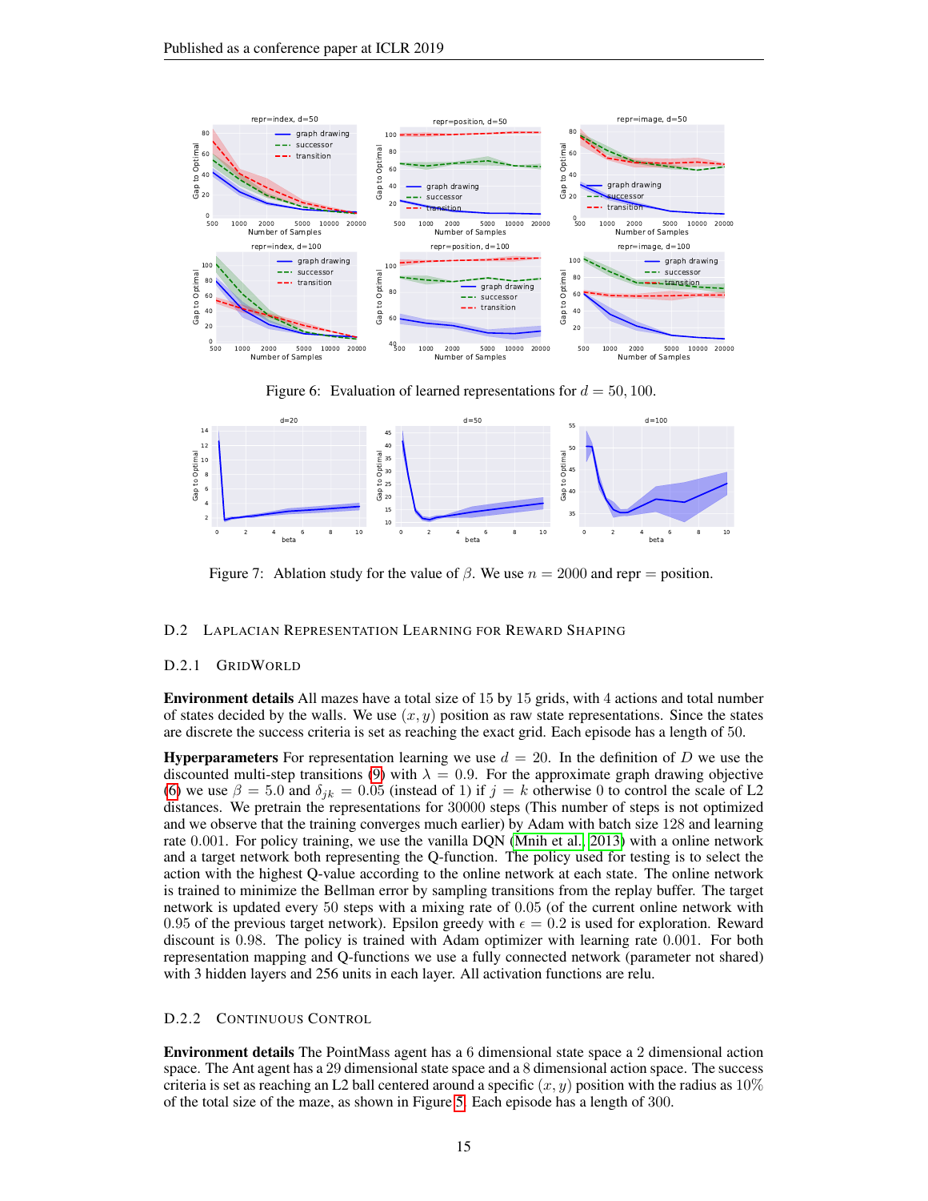Figure 6: Evaluation of learned representations for $d = 50, 100$.

Figure 7: Ablation study for the value of $\beta$. We use $n = 2000$ and repr = position.

### D.2 Laplacian Representation Learning for Reward Shaping

#### D.2.1 GridWorld

**Environment details** All mazes have a total size of 15 by 15 grids, with 4 actions and total number of states decided by the walls. We use $(x, y)$ position as raw state representations. Since the states are discrete the success criteria is set as reaching the exact grid. Each episode has a length of 50.

**Hyperparameters** For representation learning we use $d = 20$. In the definition of $D$ we use the discounted multi-step transitions (9) with $\lambda = 0.9$. For the approximate graph drawing objective (6) we use $\beta = 5.0$ and $\delta_{jk} = 0.05$ (instead of 1) if $j = k$ otherwise 0 to control the scale of L2 distances. We pretrain the representations for 30000 steps (This number of steps is not optimized and we observe that the training converges much earlier) by Adam with batch size 128 and learning rate 0.001. For policy training, we use the vanilla DQN (Mnih et al., 2013) with a online network and a target network both representing the Q-function. The policy used for testing is to select the action with the highest Q-value according to the online network at each state. The online network is trained to minimize the Bellman error by sampling transitions from the replay buffer. The target network is updated every 50 steps with a mixing rate of 0.05 (of the current online network with 0.95 of the previous target network). Epsilon greedy with $\epsilon = 0.2$ is used for exploration. Reward discount is 0.98. The policy is trained with Adam optimizer with learning rate 0.001. For both representation mapping and Q-functions we use a fully connected network (parameter not shared) with 3 hidden layers and 256 units in each layer. All activation functions are relu.

#### D.2.2 Continuous Control

**Environment details** The PointMass agent has a 6 dimensional state space a 2 dimensional action space. The Ant agent has a 29 dimensional state space and a 8 dimensional action space. The success criteria is set as reaching an L2 ball centered around a specific $(x, y)$ position with the radius as 10% of the total size of the maze, as shown in Figure 5. Each episode has a length of 300.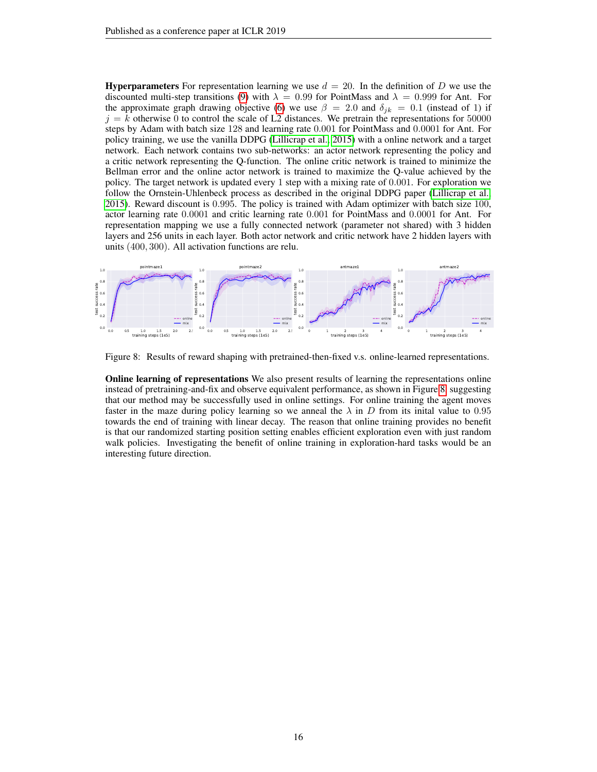**Hyperparameters** For representation learning we use $d = 20$. In the definition of $D$ we use the discounted multi-step transitions (9) with $\lambda = 0.99$ for PointMass and $\lambda = 0.999$ for Ant. For the approximate graph drawing objective (6) we use $\beta = 2.0$ and $\delta_{jk} = 0.1$ (instead of 1) if $j = k$ otherwise 0 to control the scale of L2 distances. We pretrain the representations for 50000 steps by Adam with batch size 128 and learning rate 0.001 for PointMass and 0.0001 for Ant. For policy training, we use the vanilla DDPG (Lillicrap et al., 2015) with a online network and a target network. Each network contains two sub-networks: an actor network representing the policy and a critic network representing the Q-function. The online critic network is trained to minimize the Bellman error and the online actor network is trained to maximize the Q-value achieved by the policy. The target network is updated every 1 step with a mixing rate of 0.001. For exploration we follow the Ornstein-Uhlenbeck process as described in the original DDPG paper (Lillicrap et al., 2015). Reward discount is 0.995. The policy is trained with Adam optimizer with batch size 100, actor learning rate 0.0001 and critic learning rate 0.001 for PointMass and 0.0001 for Ant. For representation mapping we use a fully connected network (parameter not shared) with 3 hidden layers and 256 units in each layer. Both actor network and critic network have 2 hidden layers with units (400, 300). All activation functions are relu.

pointmaze1
pointmaze2
antmaze1
antmaze2
test success rate
training steps (1e5)
online
mix

Figure 8: Results of reward shaping with pretrained-then-fixed v.s. online-learned representations.

**Online learning of representations** We also present results of learning the representations online instead of pretraining-and-fix and observe equivalent performance, as shown in Figure 8, suggesting that our method may be successfully used in online settings. For online training the agent moves faster in the maze during policy learning so we anneal the $\lambda$ in $D$ from its inital value to 0.95 towards the end of training with linear decay. The reason that online training provides no benefit is that our randomized starting position setting enables efficient exploration even with just random walk policies. Investigating the benefit of online training in exploration-hard tasks would be an interesting future direction.